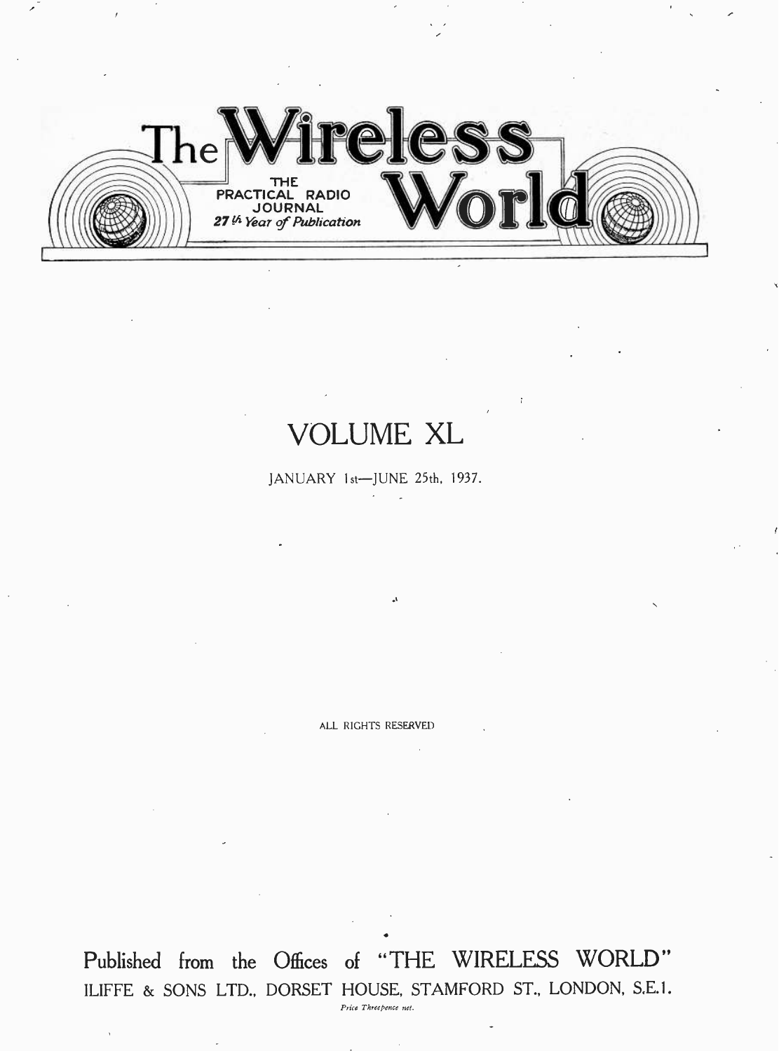# The Wireless World

THE PRACTICAL RADIO JOURNAL

*27th Year of Publication*

## VOLUME XL

JANUARY 1st—JUNE 25th, 1937.

ALL RIGHTS RESERVED

Published from the Offices of "THE WIRELESS WORLD"

ILIFFE & SONS LTD., DORSET HOUSE, STAMFORD ST., LONDON, S.E.1.

*Price Threepence net.*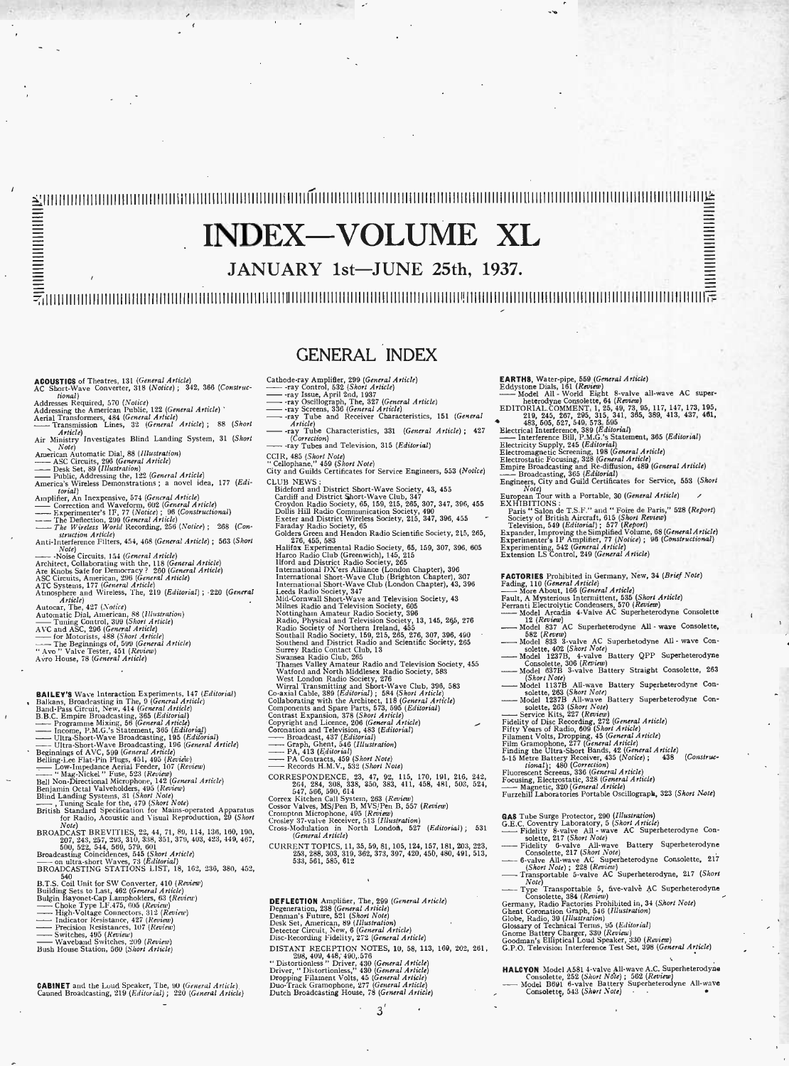# INDEX—VOLUME XL

## JANUARY 1st—JUNE 25th, 1937.

## GENERAL INDEX

**ACOUSTICS** of Theatres, 131 (*General Article*)
AC Short-Wave Converter, 318 (*Notice*); 342, 366 (*Constructional*)
Addresses Required, 570 (*Notice*)
Addressing the American Public, 122 (*General Article*)
Aerial Transformers, 484 (*General Article*)
—— Transmission Lines, 32 (*General Article*); 88 (*Short Article*)
Air Ministry Investigates Blind Landing System, 31 (*Short Note*)
American Automatic Dial, 88 (*Illustration*)
—— ASC Circuits, 296 (*General Article*)
—— Desk Set, 89 (*Illustration*)
—— Public, Addressing the, 122 (*General Article*)
America's Wireless Demonstrations; a novel idea, 177 (*Editorial*)
Amplifier, An Inexpensive, 574 (*General Article*)
—— Correction and Waveform, 602 (*General Article*)
—— Experimenter's IF, 77 (*Notice*); 96 (*Constructional*)
—— The Deflection, 299 (*General Article*)
—— *The Wireless World* Recording, 256 (*Notice*); 268 (*Constructional Article*)
Anti-Interference Filters, 454, 468 (*General Article*); 563 (*Short Note*)
—— -Noise Circuits, 154 (*General Article*)
Architect, Collaborating with the, 118 (*General Article*)
Are Knobs Safe for Democracy? 260 (*General Article*)
ASC Circuits, American, 296 (*General Article*)
ATC Systems, 177 (*General Article*)
Atmosphere and Wireless, The, 219 (*Editorial*); 220 (*General Article*)
Autocar, The, 427 (*Notice*)
Automatic Dial, American, 88 (*Illustration*)
—— Tuning Control, 399 (*Short Article*)
AVC and ASC, 296 (*General Article*)
—— for Motorists, 488 (*Short Article*)
—— The Beginnings of, 599 (*General Article*)
"Avo" Valve Tester, 451 (*Review*)
Avro House, 78 (*General Article*)

**BAILEY'S** Wave Interaction Experiments, 147 (*Editorial*)
Balkans, Broadcasting in The, 9 (*General Article*)
Band-Pass Circuit, New, 414 (*General Article*)
B.B.C. Empire Broadcasting, 365 (*Editorial*)
—— Programme Mixing, 56 (*General Article*)
—— Income, P.M.G.'s Statement, 365 (*Editorial*)
—— Ultra-Short-Wave Broadcasting, 195 (*Editorial*)
—— Ultra-Short-Wave Broadcasting, 196 (*General Article*)
Beginnings of AVC, 599 (*General Article*)
Belling-Lee Flat-Pin Plugs, 451, 495 (*Review*)
—— Low-Impedance Aerial Feeder, 107 (*Review*)
—— "Mag-Nickel" Fuse, 523 (*Review*)
Bell Non-Directional Microphone, 142 (*General Article*)
Benjamin Octal Valveholders, 495 (*Review*)
Blind Landing Systems, 31 (*Short Note*)
——, Tuning Scale for the, 479 (*Short Note*)
British Standard Specification for Mains-operated Apparatus for Radio, Acoustic and Visual Reproduction, 29 (*Short Note*)
BROADCAST BREVITIES, 22, 44, 71, 89, 114, 136, 160, 190, 207, 243, 257, 293, 310, 338, 351, 379, 403, 423, 449, 467, 500, 522, 544, 569, 579, 601
Broadcasting Coincidences, 545 (*Short Article*)
—— on ultra-short Waves, 73 (*Editorial*)
BROADCASTING STATIONS LIST, 18, 162, 236, 380, 452, 540
B.T.S. Coil Unit for SW Converter, 410 (*Review*)
Building Sets to Last, 462 (*General Article*)
Bulgin Bayonet-Cap Lampholders, 63 (*Review*)
—— Choke Type LF.475, 605 (*Review*)
—— High-Voltage Connectors, 312 (*Review*)
—— Indicator Resistance, 427 (*Review*)
—— Precision Resistances, 107 (*Review*)
—— Switches, 495 (*Review*)
—— Waveband Switches, 209 (*Review*)
Bush House Station, 560 (*Short Article*)

**CABINET** and the Loud Speaker, The, 90 (*General Article*)
Canned Broadcasting, 219 (*Editorial*); 220 (*General Article*)
Cathode-ray Amplifier, 299 (*General Article*)
—— -ray Control, 532 (*Short Article*)
—— -ray Issue, April 2nd, 1937
—— -ray Oscillograph, The, 327 (*General Article*)
—— -ray Screens, 336 (*General Article*)
—— -ray Tube and Receiver Characteristics, 151 (*General Article*)
—— -ray Tube Characteristics, 331 (*General Article*); 427 (*Correction*)
—— -ray Tubes and Television, 315 (*Editorial*)
CCIR, 485 (*Short Note*)
"Cellophane," 459 (*Short Note*)
City and Guilds Certificates for Service Engineers, 553 (*Notice*)
CLUB NEWS:
Bideford and District Short-Wave Society, 43, 455
Cardiff and District Short-Wave Club, 347
Croydon Radio Society, 65, 159, 215, 265, 307, 347, 396, 455
Dollis Hill Radio Communication Society, 490
Exeter and District Wireless Society, 215, 347, 396, 455
Faraday Radio Society, 65
Golders Green and Hendon Radio Scientific Society, 215, 265, 276, 455, 583
Halifax Experimental Radio Society, 65, 159, 307, 396, 605
Harco Radio Club (Greenwich), 145, 215
Ilford and District Radio Society, 265
International DX'ers Alliance (London Chapter), 396
International Short-Wave Club (Brighton Chapter), 307
International Short-Wave Club (London Chapter), 43, 396
Leeds Radio Society, 347
Mid-Cornwall Short-Wave and Television Society, 43
Milnes Radio and Television Society, 605
Nottingham Amateur Radio Society, 396
Radio, Physical and Television Society, 13, 145, 265, 276
Radio Society of Northern Ireland, 455
Southall Radio Society, 159, 215, 265, 276, 307, 396, 490
Southend and District Radio and Scientific Society, 265
Surrey Radio Contact Club, 13
Swansea Radio Club, 265
Thames Valley Amateur Radio and Television Society, 455
Watford and North Middlesex Radio Society, 583
West London Radio Society, 276
Wirral Transmitting and Short-Wave Club, 396, 583
Co-axial Cable, 389 (*Editorial*); 584 (*Short Article*)
Collaborating with the Architect, 118 (*General Article*)
Components and Spare Parts, 573, 595 (*Editorial*)
Contrast Expansion, 378 (*Short Article*)
Copyright and Licence, 206 (*General Article*)
Coronation and Television, 483 (*Editorial*)
—— Broadcast, 437 (*Editorial*)
—— Graph, Ghent, 546 (*Illustration*)
—— PA, 413 (*Editorial*)
—— PA Contracts, 459 (*Short Note*)
—— Records H.M.V., 532 (*Short Note*)
CORRESPONDENCE, 23, 47, 92, 115, 170, 191, 216, 242, 264, 284, 308, 338, 350, 383, 411, 458, 481, 503, 524, 547, 566, 590, 614
Correx Kitchen Call System, 263 (*Review*)
Cossor Valves, MS/Pen B, MVS/Pen B, 557 (*Review*)
Crompton Microphone, 495 (*Review*)
Crosley 37-valve Receiver, 513 (*Illustration*)
Cross-Modulation in North London, 527 (*Editorial*); 531 (*General Article*)
CURRENT TOPICS, 11, 35, 59, 81, 105, 124, 157, 181, 203, 223, 253, 288, 303, 319, 362, 373, 397, 420, 450, 480, 491, 513, 533, 561, 585, 612

**DEFLECTION** Amplifier, The, 299 (*General Article*)
Degeneration, 238 (*General Article*)
Denman's Future, 521 (*Short Note*)
Desk Set, American, 89 (*Illustration*)
Detector Circuit, New, 6 (*General Article*)
Disc-Recording Fidelity, 272 (*General Article*)
DISTANT RECEPTION NOTES, 10, 58, 113, 169, 202, 261, 298, 409, 448, 490, 576
"Distortionless" Driver, 430 (*General Article*)
Driver, "Distortionless," 430 (*General Article*)
Dropping Filament Volts, 45 (*General Article*)
Duo-Track Gramophone, 277 (*General Article*)
Dutch Broadcasting House, 78 (*General Article*)

**EARTHS**, Water-pipe, 559 (*General Article*)
Eddystone Dials, 161 (*Review*)
—— Model All-World Eight 8-valve all-wave AC superheterodyne Consolette, 64 (*Review*)
EDITORIAL COMMENT, 1, 25, 49, 73, 95, 117, 147, 173, 195, 219, 245, 267, 295, 315, 341, 365, 389, 413, 437, 461, 483, 505, 527, 549, 573, 595
Electrical Interference, 389 (*Editorial*)
—— Interference Bill, P.M.G.'s Statement, 365 (*Editorial*)
Electricity Supply, 245 (*Editorial*)
Electromagnetic Screening, 198 (*General Article*)
Electrostatic Focusing, 328 (*General Article*)
Empire Broadcasting and Re-diffusion, 489 (*General Article*)
—— Broadcasting, 365 (*Editorial*)
Engineers, City and Guild Certificates for Service, 553 (*Short Note*)
European Tour with a Portable, 30 (*General Article*)
EXHIBITIONS:
Paris "Salon de T.S.F." and "Foire de Paris," 528 (*Report*)
Society of British Aircraft, 615 (*Short Review*)
Television, 549 (*Editorial*); 577 (*Report*)
Expander, Improving the Simplified Volume, 68 (*General Article*)
Experimenter's IF Amplifier, 77 (*Notice*); 96 (*Constructional*)
Experimenting, 542 (*General Article*)
Extension LS Control, 249 (*General Article*)

**FACTORIES** Prohibited in Germany, New, 34 (*Brief Note*)
Fading, 110 (*General Article*)
—— More About, 166 (*General Article*)
Fault, A Mysterious Intermittent, 535 (*Short Article*)
Ferranti Electrolytic Condensers, 570 (*Review*)
—— Model Arcadia 4-Valve AC Superheterodyne Consolette 12 (*Review*)
—— Model 837 AC Superheterodyne All-wave Consolette, 582 (*Review*)
—— Model 833 3-valve AC Superheterodyne All-wave Consolette, 402 (*Short Note*)
—— Model 1237B, 4-valve Battery QPP Superheterodyne Consolette, 306 (*Review*)
—— Model 637B 3-valve Battery Straight Consolette, 263 (*Short Note*)
—— Model 1137B All-wave Battery Superheterodyne Consolette, 263 (*Short Note*)
—— Model 1237B All-wave Battery Superheterodyne Consolette, 263 (*Short Note*)
—— Service Kits, 227 (*Review*)
Fidelity of Disc Recording, 272 (*General Article*)
Fifty Years of Radio, 609 (*Short Article*)
Filament Volts, Dropping, 45 (*General Article*)
Film Gramophone, 277 (*General Article*)
Finding the Ultra-Short Bands, 42 (*General Article*)
5-15 Metre Battery Receiver, 435 (*Notice*); 438 (*Constructional*); 480 (*Correction*)
Fluorescent Screens, 336 (*General Article*)
Focusing, Electrostatic, 328 (*General Article*)
—— Magnetic, 320 (*General Article*)
Furzehill Laboratories Portable Oscillograph, 323 (*Short Note*)

**GAS** Tube Surge Protector, 290 (*Illustration*)
G.E.C. Coventry Laboratory, 5 (*Short Article*)
—— Fidelity 8-valve All-wave AC Superheterodyne Consolette, 217 (*Short Note*)
—— Fidelity 6-valve All-wave Battery Superheterodyne Consolette, 217 (*Short Note*)
—— 6-valve All-wave AC Superheterodyne Consolette, 217 (*Short Note*); 228 (*Review*)
—— Transportable 5-valve AC Superheterodyne, 217 (*Short Note*)
—— Type Transportable 5, five-valve AC Superheterodyne Consolette, 384 (*Review*)
Germany, Radio Factories Prohibited in, 34 (*Short Note*)
Ghent Coronation Graph, 546 (*Illustration*)
Globe, Radio, 39 (*Illustration*)
Glossary of Technical Terms, 95 (*Editorial*)
Gnome Battery Charger, 330 (*Review*)
Goodman's Elliptical Loud Speaker, 330 (*Review*)
G.P.O. Television Interference Test Set, 398 (*General Article*)

**HALCYON** Model A581 4-valve All-wave A.C. Superheterodyne Consolette, 252 (*Short Note*); 562 (*Review*)
—— Model B691 6-valve Battery Superheterodyne All-wave Consolette, 543 (*Short Note*)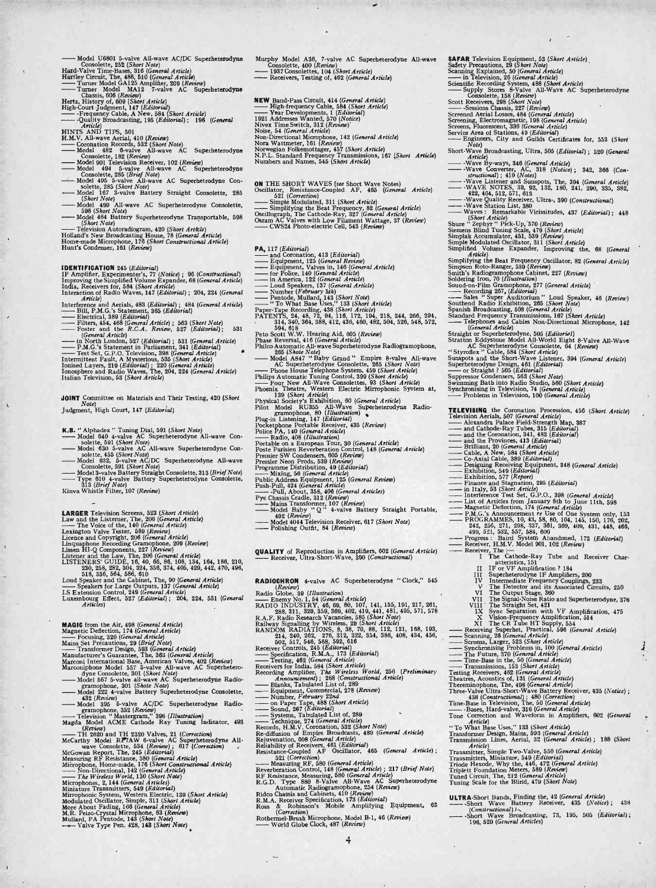—— Model U6801 5-valve All-wave AC/DC Superheterodyne Consolette, 252 (*Short Note*)
Hard-Valve Time-Bases, 316 (*General Article*)
Hartley Circuit, The, 486, 510 (*General Article*)
—— Turner Model GA125 Amplifier, 209 (*Review*)
—— Turner Model MA12 7-valve AC Superheterodyne Chassis, 606 (*Review*)
Hertz, History of, 609 (*Short Article*)
High-Court Judgment, 147 (*Editorial*)
—— -Frequency Cable, A New, 584 (*Short Article*)
—— -Quality Broadcasting, 195 (*Editorial*); 196 (*General Article*)
HINTS AND TIPS, 501
H.M.V. All-wave Aerial, 410 (*Review*)
—— Coronation Records, 532 (*Short Note*)
—— Model 482 6-valve All-wave AC Superheterodyne Consolette, 182 (*Review*)
—— Model 901 Television Receiver, 102 (*Review*)
—— Model 494 5-valve All-wave AC Superheterodyne Consolette, 285 (*Brief Note*)
—— Model 495 5-valve All-wave AC Superheterodyne Consolette, 285 (*Short Note*)
—— Model 167 3-valve Battery Straight Consolette, 285 (*Short Note*)
—— Model 499 All-wave AC Superheterodyne Consolette, 598 (*Short Note*)
—— Model 464 Battery Superheterodyne Transportable, 598 (*Short Note*)
—— Television Autoradiogram, 420 (*Short Article*)
Holland's New Broadcasting House, 78 (*General Article*)
Home-made Microphone, 176 (*Short Constructional Article*)
Hunt's Condenser, 161 (*Review*)

**IDENTIFICATION** 245 (*Editorial*)
IF Amplifier, Experimenter's, 77 (*Notice*); 96 (*Constructional*)
Improving the Simplified Volume Expander, 68 (*General Article*)
India, Receivers for, 584 (*Short Article*)
Interaction of Radio Waves, 147 (*Editorial*); 204, 224 (*General Article*)
Interference and Aerials, 483 (*Editorial*); 484 (*General Article*)
—— Bill, P.M.G.'s Statement, 365 (*Editorial*)
—— Electrical, 389 (*Editorial*)
—— Filters, 454, 468 (*General Article*); 563 (*Short Note*)
—— Foster and the *R.C.A. Review*, 527 (*Editorial*); 531 (*General Article*)
—— in North London, 527 (*Editorial*); 531 (*General Article*)
—— P.M.G.'s Statement in Parliament, 341 (*Editorial*)
—— Test Set, G.P.O. Television, 398 (*General Article*)
Intermittent Fault, A Mysterious, 535 (*Short Article*)
Ionised Layers, 219 (*Editorial*); 220 (*General Article*)
Ionosphere and Radio Waves, The, 204, 224 (*General Article*)
Italian Television, 53 (*Short Article*)

**JOINT** Committee on Materials and Their Testing, 420 (*Short Note*)
Judgment, High Court, 147 (*Editorial*)

**K.B.** "Alphadex" Tuning Dial, 591 (*Short Note*)
—— Model 640 4-valve AC Superheterodyne All-wave Consolette, 591 (*Short Note*)
—— Model 630 5-valve AC All-wave Superheterodyne Consolette, 455 (*Short Note*)
—— Model 632, 5-valve AC/DC Superheterodyne All-wave Consolette, 591 (*Short Note*)
—— Model 3-valve Battery Straight Consolette, 313 (*Brief Note*)
—— Type 610 4-valve Battery Superheterodyne Consolette, 313 (*Brief Note*)
Kinva Whistle Filter, 107 (*Review*)

**LARGER** Television Screens, 523 (*Short Article*)
Law and the Listener, The, 206 (*General Article*)
—— The Voice of the, 140 (*General Article*)
Lexington Valve Tester, 589 (*Review*)
Licence and Copyright, 206 (*General Article*)
Linguaphone Recording Gramophone, 209 (*Review*)
Lissen HI-Q Components, 227 (*Review*)
Listener and the Law, The, 206 (*General Article*)
LISTENERS' GUIDE, 16, 40, 66, 86, 108, 134, 164, 186, 210, 230, 258, 282, 304, 324, 356, 374, 405, 429, 442, 470, 496, 518, 536, 564, 586, 610
Loud Speaker and the Cabinet, The, 90 (*General Article*)
—— Speakers for Large Outputs, 137 (*General Article*)
LS Extension Control, 249 (*General Article*)
Luxembourg Effect, 527 (*Editorial*); 204, 224, 531 (*General Articles*)

**MAGIC** from the Air, 498 (*General Article*)
Magnetic Deflection, 174 (*General Article*)
—— Focusing, 320 (*General Article*)
Mains Set Precautions, 29 (*Brief Note*)
—— Transformer Design, 593 (*General Article*)
Manufacturer's Guarantee, The, 363 (*General Article*)
Marconi International Base, American Valves, 402 (*Review*)
Marconiphone Model 557 5-valve All-wave AC Superheterodyne Consolette, 301 (*Short Note*)
—— Model 567 5-valve all-wave AC Superheterodyne Radiogramophone, 301 (*Short Note*)
—— Model 222 4-valve Battery Superheterodyne Consolette, 432 (*Review*)
—— Model 395 5-valve AC/DC Superheterodyne Radiogramophone, 352 (*Review*)
—— Television "Mastergram," 396 (*Illustration*)
Magda Model ACME Cathode Ray Tuning Indicator, 493 (*Review*)
—— TH 2620 and TH 2320 Valves, 21 (*Correction*)
McCarthy Model RF7AW 6-valve AC Superheterodyne All-wave Consolette, 534 (*Review*); 617 (*Correction*)
McGowan Report, The, 245 (*Editorial*)
Measuring RF Resistance, 580 (*General Article*)
Microphone, Home-made, 176 (*Short Constructional Article*)
—— Non-Directional, 142 (*General Article*)
—— *The Wireless World*, 130 (*Short Note*)
Microphones, 2, 144 (*General Articles*)
Miniature Transmitters, 549 (*Editorial*)
Mirrophonic System, Western Electric, 139 (*Short Article*)
Modulated Oscillator, Simple, 311 (*Short Article*)
More About Fading, 166 (*General Article*)
M.R. Peizo-Crystal Microphone, 63 (*Review*)
Mullard, PA Pentode, 143 (*Short Note*)
—— Valve Type Pen. 428, 143 (*Short Note*)

Murphy Model A36, 7-valve AC Superheterodyne All-wave Consolette, 400 (*Review*)
—— 1937 Consolettes, 104 (*Short Article*)
—— Receivers, Testing of, 462 (*General Article*)

**NEW** Band-Pass Circuit, 414 (*General Article*)
—— High-frequency Cable, 584 (*Short Article*)
—— Year Developments, 1 (*Editorial*)
1921 Addresses Wanted, 570 (*Notice*)
Nivex Time Switch, 312 (*Review*)
Noise, 54 (*General Article*)
Non-Directional Microphone, 142 (*General Article*)
Nora Wattmeter, 161 (*Review*)
Norwegian Folkemottager, 457 (*Short Article*)
N.P.L. Standard Frequency Transmissions, 167 (*Short Article*)
Numbers and Names, 545 (*Short Article*)

**ON** THE SHORT WAVES (*see* Short Wave Notes)
Oscillator, Resistance-Coupled AF, 465 (*General Article*) 521 (*Correction*)
—— Simple Modulated, 311 (*Short Article*)
—— Simplifying the Beat Frequency, 82 (*General Article*)
Oscillograph, The Cathode-Ray, 327 (*General Article*)
Osram AC Valves with Low Filament Wattage, 37 (*Review*)
—— CWS24 Photo-electric Cell, 543 (*Review*)

**PA,** 117 (*Editorial*)
—— and Coronation, 413 (*Editorial*)
—— Equipment, 125 (*General Review*)
—— Equipment, Valves in, 146 (*General Article*)
—— for Police, 140 (*General Article*)
—— in America, 122 (*General Article*)
—— Loud Speakers, 137 (*General Article*)
—— Number (*February 5th*)
—— Pentode, Mullard, 143 (*Short Note*)
—— "To What Base Uses," 133 (*Short Article*)
Paper-Tape Recording, 438 (*Short Article*)
PATENTS, 24, 48, 72, 94, 116, 172, 194, 218, 244, 266, 294, 314, 340, 364, 388, 412, 436, 460, 482, 504, 526, 548, 572, 594, 618
Peto Scott W.W. Hearing Aid, 605 (*Review*)
Phase Reversal, 416 (*General Article*)
Philco Automatic All-wave Superheterodyne Radiogramophone, 265 (*Shote Note*)
—— Model A847 "Baby Grand" Empire 8-valve All-wave AC Superheterodyne Consolette, 265 (*Short Note*)
—— Phone House Telephone System, 459 (*Short Article*)
Philips Automatic Tuning Control, 399 (*Short Article*)
—— Four New All-Wave Consolettes, 93 (*Short Article*)
Phoenix Theatre, Western Electric Mirrophonic System at, 139 (*Short Article*)
Physical Society's Exhibition, 60 (*General Article*)
Pilot Model RU355 All-Wave Superheterodyne Radiogramophone, 80 (*Illustration*)
Plug-in Listening, 147 (*Editorial*)
Pocketphone Portable Receiver, 435 (*Review*)
Police PA, 140 (*General Article*)
—— Radio, 408 (*Illustration*)
Portable on a European Tour, 30 (*General Article*)
Poste Parisien Reverberation Control, 148 (*General Article*)
Premier SW Condensers, 605 (*Review*)
Pressler Neon Prods, 539 (*Review*)
Programme Distribution, 49 (*Editorial*)
—— Mixing, 56 (*General Article*)
Public Address Equipment, 125 (*General Review*)
Push-Pull, 424 (*General Article*)
—— -Pull, About, 358, 406 (*General Articles*)
Pye Chassis Cradle, 312 (*Review*)
—— Mains Transformer, 107 (*Review*)
—— Model Baby "Q" 4-valve Battery Straight Portable, 492 (*Review*)
—— Model 4044 Television Receiver, 617 (*Short Note*)
—— Polishing Outfit, 84 (*Review*)

**QUALITY** of Reproduction in Amplifiers, 602 (*General Article*)
—— Receiver, Ultra-Short-Wave, 390 (*Constructional*)

**RADIOCHRON** 4-valve AC Superheterodyne "Clock," 545 (*Review*)
Radio Globe, 39 (*Illustration*)
—— Enemy No. 1, 54 (*General Article*)
RADIO INDUSTRY, 46, 69, 80, 107, 141, 155, 191, 217, 261, 288, 311, 329, 359, 369, 402, 419, 441, 481, 495, 571, 578
R.A.F. Radio Research Vacancies, 585 (*Short Note*)
Railway Signalling by Wireless, 29 (*Short Article*)
RANDOM RADIATIONS, 8, 38, 70, 88, 112, 121, 168, 193, 214, 240, 262, 276, 312, 322, 354, 386, 408, 434, 456, 502, 517, 546, 568, 592, 616
Receiver Controls, 245 (*Editorial*)
—— Specification, R.M.A., 173 (*Editorial*)
—— Testing, 462 (*General Article*)
Receivers for India, 584 (*Short Article*)
Recording Amplifier, *The Wireless World*, 256 (*Preliminary Announcement*); 298 (*Constructional Article*)
—— Blanks, Tabulated List of, 289
—— Equipment, Commercial, 278 (*Review*)
—— Number, *February 22nd*
—— on Paper Tape, 438 (*Short Article*)
—— Sound, 267 (*Editorial*)
—— Systems, Tabulated List of, 289
—— Technique, 274 (*General Article*)
Records, H.M.V. Coronation, 532 (*Short Note*)
Re-diffusion of Empire Broadcasts, 489 (*General Article*)
Rejuvenation, 608 (*General Article*)
Reliability of Receivers, 461 (*Editorial*)
Resistance-Coupled AF Oscillator, 465 (*General Article*); 521 (*Correction*)
—— Measuring RF, 580 (*General Article*)
Reverberation Control, 148 (*General Article*); 217 (*Brief Note*)
RF Resistance, Measuring, 580 (*General Article*)
R.G.D. Type 880 8-Valve All-Wave AC Superheterodyne Automatic Radiogramophone, 254 (*Review*)
Ridco Chassis and Cabinets, 410 (*Review*)
R.M.A. Receiver Specification, 173 (*Editorial*)
Ross & Robinson's Mobile Amplifying Equipment, 63 (*Correction*)
Rothermel-Brush Microphone, Model B-1, 46 (*Review*)
—— World Globe Clock, 487 (*Review*)

**SAFAR** Television Equipment, 53 (*Short Article*)
Safety Precautions, 29 (*Short Note*)
Scanning Explained, 50 (*General Article*)
—— in Television, 26 (*General Article*)
Scientific Recording System, 488 (*Short Article*)
—— Supply Stores 8-Valve All-Wave AC Superheterodyne Consolette, 158 (*Review*)
Scott Receivers, 298 (*Short Note*)
—— -Sessions Chassis, 227 (*Review*)
Screened Aerial Losses, 484 (*General Article*)
Screening, Electromagnetic, 198 (*General Article*)
Screens, Fluorescent, 336 (*General Article*)
Service Area of Stations, 49 (*Editorial*)
—— Engineers, City and Guilds Certificates for, 553 (*Short Note*)
Short-Wave Broadcasting, Ultra, 505 (*Editorial*); 520 (*General Article*)
—— -Wave By-ways, 346 (*General Article*)
—— -Wave Converter, AC, 318 (*Notice*); 342, 366 (*Constructional*); 419 (*Notes*)
—— -Wave Listener and Sunspots, The, 394 (*General Article*)
—— -WAVE NOTES, 39, 92, 132, 180, 241, 290, 335, 382, 422, 464, 512, 571, 613
—— -Wave Quality Receiver, Ultra-, 390 (*Constructional*)
—— -Wave Station List, 380
—— Waves: Remarkable Vicissitudes, 437 (*Editorial*); 448 (*Short Article*)
Shure "Zephyr" Pick-Up, 570 (*Review*)
Siemens Blind Tuning Scale, 479 (*Short Article*)
Simplak Accumulator, 451, 539 (*Review*)
Simple Modulated Oscillator, 311 (*Short Article*)
Simplified Volume Expander, Improving the, 68 (*General Article*)
Simplifying the Beat Frequency Oscillator, 82 (*General Article*)
Simpson Roto-Ranger, 539 (*Review*)
Smith's Radiogramophone Cabinet, 227 (*Review*)
Soldering Iron, 70 (*Illustration*)
Sound-on-Film Gramophone, 277 (*General Article*)
—— Recording 267, (*Editorial*)
—— Sales "Super Auditorium" Loud Speaker, 46 (*Review*)
Southend Radio Exhibition, 265 (*Short Note*)
Spanish Broadcasting, 508 (*General Article*)
Standard Frequency Transmissions, 167 (*Short Article*)
—— Telephones and Cables Non-Directional Microphone, 142 (*General Article*)
Straight or Superheterodyne, 505 (*Editorial*)
Stratton Eddystone Model All-World Eight 8-Valve All-Wave AC Superheterodyne Consolette, 64 (*Review*)
"Styroflex" Cable, 584 (*Short Article*)
Sunspots and the Short-Wave Listener, 394 (*General Article*)
Superheterodyne Design, 461 (*Editorial*)
—— or Straight ? 505 (*Editorial*)
Suppressor Condensers, 563 (*Short Note*)
Swimming Bath into Radio Studio, 560 (*Short Article*)
Synchronising in Television, 74 (*General Article*)
—— Problems in Television, 100 (*General Article*)

**TELEVISING** the Coronation Procession, 456 (*Short Article*)
Television Aerials, 507 (*General Article*)
—— Alexandra Palace Field-Strength Map, 387
—— and Cathode-Ray Tubes, 315 (*Editorial*)
—— and the Coronation, 341, 413 (*Editorial*)
—— and the Provinces, 413 (*Editorial*)
—— Brilliant, 20 (*General Article*)
—— Cable, A New, 584 (*Short Article*)
—— Co-Axial Cable, 389 (*Editorial*)
—— Designing Receiving Equipment, 348 (*General Article*)
—— Exhibition, 549 (*Editorial*)
—— Exhibition, 577 (*Report*)
—— Finance and Stagnation, 295 (*Editorial*)
—— in Italy, 53 (*Short Article*)
—— Interference Test Set, G.P.O., 398 (*General Article*)
—— List of Articles from January 8th to June 11th, 598
—— Magnetic Deflection, 174 (*General Article*)
—— P.M.G.'s Announcement *re* Use of One System only, 153
—— PROGRAMMES, 10, 43, 58, 80, 104, 145, 150, 176, 202, 242, 256, 271, 298, 337, 361, 309, 409, 431, 448, 466, 499, 521, 532, 557, 584, 600
—— Progress: Baird System Abandoned, 173 (*Editorial*)
—— Receiver, H.M.V. Model 901, 102 (*Review*)
—— Receiver, The:—
  - I The Cathode-Ray Tube and Receiver Characteristics, 151
  - II IF or VF Amplification ? 184
  - III Superheterodyne IF Amplifiers, 200
  - IV Intermediate Frequency Couplings, 233
  - V The Detector and its Associated Circuits, 250
  - VI The Output Stage, 360
  - VII The Signal-Noise Ratio and Superheterodyne, 376
  - VIII The Straight Set, 421
  - IX Sync Separation with VF Amplification, 475
  - X Vision-Frequency Amplification, 514
  - XI The CR Tube HT Supply, 554
—— Receiving Superhet, Practical, 596 (*General Article*)
—— Scanning, 26 (*General Article*)
—— Screens, Larger, 523 (*Short Article*)
—— Synchronising Problems in, 100 (*General Article*)
—— The Future, 370 (*General Article*)
—— Time-Base in the, 50 (*General Article*)
—— Transmissions, 153 (*Short Article*)
Testing Receivers, 462 (*General Article*)
Theatres, Acoustics of, 131 (*General Article*)
Thereminophone, The, 498 (*General Article*)
Three-Valve Ultra-Short-Wave Battery Receiver, 435 (*Notice*); 438 (*Constructional*); 480 (*Correction*)
Time-Base in Television, The, 50 (*General Article*)
—— -Bases, Hard-valve, 316 (*General Article*)
Tone Correction and Waveform in Amplifiers, 602 (*General Article*)
"To What Base Uses," 133 (*Short Article*)
Transformer Design, Mains, 593 (*General Article*)
Transmission Lines, Aerial, 32 (*General Article*); 188 (*Short Article*)
Transmitter, Simple Two-Valve, 550 (*General Article*)
Transmitters, Miniature, 549 (*Editorial*)
Triode Hexode, Why the, 446, 472 (*General Article*)
Triplett Foundation Meters, 589 (*Review*)
Tuned Circuit, The, 212 (*General Article*)
Tuning Scale for the Blind, 479 (*Short Note*)

**ULTRA**-Short Bands, Finding the, 42 (*General Article*)
—— -Short Wave Battery Receiver, 435 (*Notice*); 438 (*Constructional*)
—— -Short Wave Broadcasting, 73, 195, 505 (*Editorial*); 196, 520 (*General Articles*)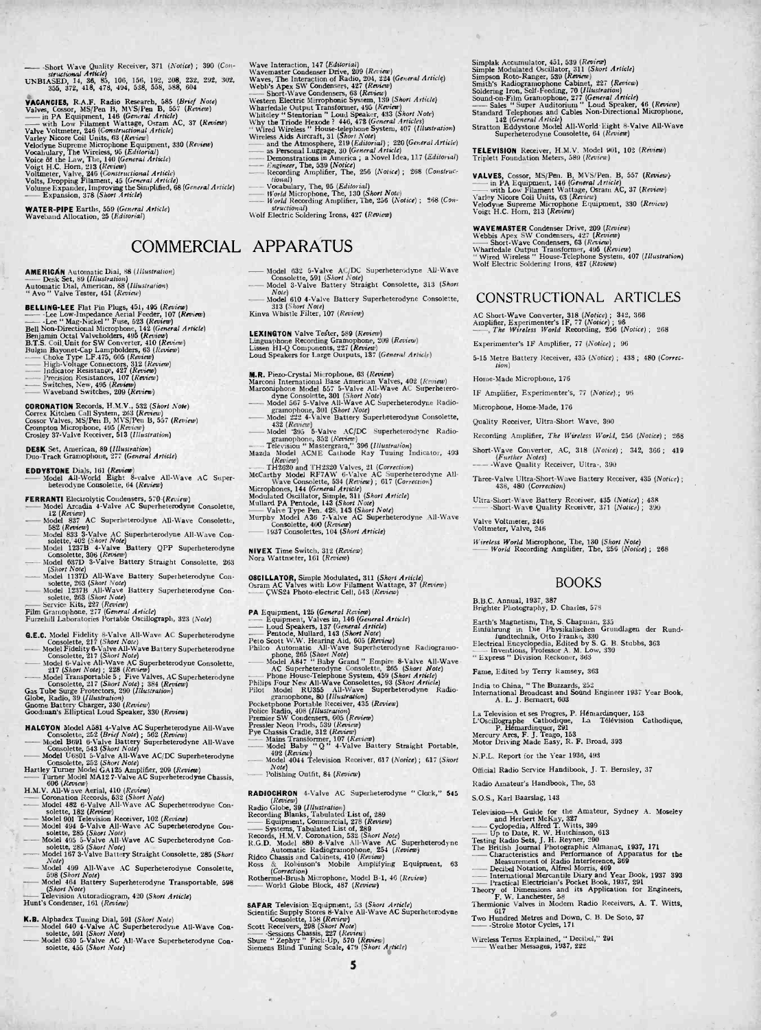—— Short Wave Quality Receiver, 371 (*Notice*); 390 (*Constructional Article*)
UNBIASED, 14, 36, 85, 106, 156, 192, 208, 232, 292, 302, 355, 372, 418, 478, 494, 538, 558, 588, 604

**VACANCIES**, R.A.F. Radio Research, 585 (*Brief Note*)
Valves, Cossor, MS/Pen B, MVS/Pen B, 557 (*Review*)
—— in PA Equipment, 146 (*General Article*)
—— with Low Filament Wattage, Osram AC, 37 (*Review*)
Valve Voltmeter, 246 (*Constructional Article*)
Varley Nicore Coil Units, 63 (*Review*)
Velodyne Supreme Microphone Equipment, 330 (*Review*)
Vocabulary, The Wireless, 95 (*Editorial*)
Voice of the Law, The, 140 (*General Article*)
Voigt H.C. Horn, 213 (*Review*)
Voltmeter, Valve, 246 (*Constructional Article*)
Volts, Dropping Filament, 45 (*General Article*)
Volume Expander, Improving the Simplified, 68 (*General Article*)
—— Expansion, 378 (*Short Article*)

**WATER-PIPE** Earths, 559 (*General Article*)
Waveband Allocation, 25 (*Editorial*)

Wave Interaction, 147 (*Editorial*)
Wavemaster Condenser Drive, 209 (*Review*)
Waves, The Interaction of Radio, 204, 224 (*General Article*)
Webb's Apex SW Condensers, 427 (*Review*)
—— Short-Wave Condensers, 63 (*Review*)
Western Electric Mirrophonic System, 139 (*Short Article*)
Wharfedale Output Transformer, 495 (*Review*)
Whiteley "Stentorian" Loud Speaker, 433 (*Short Note*)
Why the Triode Hexode? 446, 472 (*General Articles*)
"Wired Wireless" House-telephone System, 407 (*Illustration*)
Wireless Aids Aircraft, 31 (*Short Note*)
—— and the Atmosphere, 219 (*Editorial*); 220 (*General Article*)
—— as Personal Luggage, 30 (*General Article*)
—— Demonstrations in America; a Novel Idea, 117 (*Editorial*)
—— *Engineer*, *The*, 539 (*Notice*)
—— Recording Amplifier, The, 256 (*Notice*); 268 (*Constructional*)
—— Vocabulary, The, 95 (*Editorial*)
—— *World* Microphone, The, 130 (*Short Note*)
—— *World* Recording Amplifier, The, 256 (*Notice*); 268 (*Constructional*)
Wolf Electric Soldering Irons, 427 (*Review*)

Simplak Accumulator, 451, 539 (*Review*)
Simple Modulated Oscillator, 311 (*Short Article*)
Simpson Roto-Ranger, 539 (*Review*)
Smith's Radiogramophone Cabinet, 227 (*Review*)
Soldering Iron, Self-Feeding, 70 (*Illustration*)
Sound-on-Film Gramophone, 277 (*General Article*)
—— Sales "Super Auditorium" Loud Speaker, 46 (*Review*)
Standard Telephones and Cables Non-Directional Microphone, 142 (*General Article*)
Stratton Eddystone Model All-World Eight 8-Valve All-Wave Superheterodyne Consolette, 64 (*Review*)

**TELEVISION** Receiver, H.M.V. Model 901, 102 (*Review*)
Triplett Foundation Meters, 589 (*Review*)

**VALVES**, Cossor, MS/Pen. B, MVS/Pen. B, 557 (*Review*)
—— in PA Equipment, 146 (*General Article*)
—— with Low Filament Wattage, Osram AC, 37 (*Review*)
Varley Nicore Coil Units, 63 (*Review*)
Velodyne Supreme Microphone Equipment, 330 (*Review*)
Voigt H.C. Horn, 213 (*Review*)

**WAVEMASTER** Condenser Drive, 209 (*Review*)
Webbs Apex SW Condensers, 427 (*Review*)
—— Short-Wave Condensers, 63 (*Review*)
Wharfedale Output Transformer, 495 (*Review*)
"Wired Wireless" House-Telephone System, 407 (*Illustration*)
Wolf Electric Soldering Irons, 427 (*Review*)

# COMMERCIAL APPARATUS

**AMERICAN** Automatic Dial, 88 (*Illustration*)
—— Desk Set, 89 (*Illustration*)
Automatic Dial, American, 88 (*Illustration*)
"Avo" Valve Tester, 451 (*Review*)

**BELLING-LEE** Flat Pin Plugs, 451, 495 (*Review*)
—— -Lee Low-Impedance Aerial Feeder, 107 (*Review*)
—— -Lee "Mag-Nickel" Fuse, 523 (*Review*)
Bell Non-Directional Microphone, 142 (*General Article*)
Benjamin Octal Valveholders, 495 (*Review*)
B.T.S. Coil Unit for SW Converter, 410 (*Review*)
Bulgin Bayonet-Cap Lampholders, 63 (*Review*)
—— Choke Type LF.475, 605 (*Review*)
—— High-Voltage Connectors, 312 (*Review*)
—— Indicator Resistance, 427 (*Review*)
—— Precision Resistances, 107 (*Review*)
—— Switches, New, 495 (*Review*)
—— Waveband Switches, 209 (*Review*)

**CORONATION** Records, H.M.V., 532 (*Short Note*)
Correx Kitchen Call System, 263 (*Review*)
Cossor Valves, MS/Pen B, MVS/Pen B, 557 (*Review*)
Crompton Microphone, 495 (*Review*)
Crosley 37-Valve Receiver, 513 (*Illustration*)

**DESK** Set, American, 89 (*Illustration*)
Duo-Track Gramophone, 277 (*General Article*)

**EDDYSTONE** Dials, 161 (*Review*)
—— Model All-World Eight 8-valve All-Wave AC Superheterodyne Consolette, 64 (*Review*)

**FERRANTI** Electrolytic Condensers, 570 (*Review*)
—— Model Arcadia 4-Valve AC Superheterodyne Consolette, 12 (*Review*)
—— Model 837 AC Superheterodyne All-Wave Consolette, 582 (*Review*)
—— Model 833 3-Valve AC Superheterodyne All-Wave Consolette, 402 (*Short Note*)
—— Model 1237B 4-Valve Battery QPP Superheterodyne Consolette, 306 (*Review*)
—— Model 637D 3-Valve Battery Straight Consolette, 263 (*Short Note*)
—— Model 1137D All-Wave Battery Superheterodyne Consolette, 263 (*Short Note*)
—— Model 1237B All-Wave Battery Superheterodyne Consolette, 263 (*Short Note*)
—— Service Kits, 227 (*Review*)
Film Gramophone, 277 (*General Article*)
Furzehill Laboratories Portable Oscillograph, 323 (*Note*)

**G.E.C.** Model Fidelity 8-Valve All-Wave AC Superheterodyne Consolette, 217 (*Short Note*)
—— Model Fidelity 6-Valve All-Wave Battery Superheterodyne Consolette, 217 (*Short Note*)
—— Model 6-Valve All-Wave AC Superheterodyne Consolette, 217 (*Short Note*); 228 (*Review*)
—— Model Transportable 5; Five Valves, AC Superheterodyne Consolette, 217 (*Short Note*); 384 (*Review*)
Gas Tube Surge Protectors, 290 (*Illustration*)
Globe, Radio, 39 (*Illustration*)
Gnome Battery Charger, 330 (*Review*)
Goodman's Elliptical Loud Speaker, 330 (*Review*)

**HALCYON** Model A581 4-Valve AC Superheterodyne All-Wave Consolette, 252 (*Brief Note*); 562 (*Review*)
—— Model B691 6-Valve Battery Superheterodyne All-Wave Consolette, 543 (*Short Note*)
—— Model U6801 5-Valve All-Wave AC/DC Superheterodyne Consolette, 252 (*Short Note*)
Hartley Turner Model GA125 Amplifier, 209 (*Review*)
—— Turner Model MA12 7-Valve AC Superheterodyne Chassis, 606 (*Review*)
H.M.V. All-Wave Aerial, 410 (*Review*)
—— Coronation Records, 532 (*Short Note*)
—— Model 482 6-Valve All-Wave AC Superheterodyne Consolette, 182 (*Review*)
—— Model 901 Television Receiver, 102 (*Review*)
—— Model 494 5-Valve All-Wave AC Superheterodyne Consolette, 285 (*Short Note*)
—— Model 495 5-Valve All-Wave AC Superheterodyne Consolette, 285 (*Short Note*)
—— Model 167 3-Valve Battery Straight Consolette, 285 (*Short Note*)
—— Model 499 All-Wave AC Superheterodyne Consolette, 598 (*Short Note*)
—— Model 464 Battery Superheterodyne Transportable, 598 (*Short Note*)
—— Television Autoradiogram, 420 (*Short Article*)
Hunt's Condenser, 161 (*Review*)

**K.B.** Alphadex Tuning Dial, 591 (*Short Note*)
—— Model 640 4-Valve AC Superheterodyne All-Wave Consolette, 591 (*Short Note*)
—— Model 630 5-Valve AC All-Wave Superheterodyne Consolette, 455 (*Short Note*)

—— Model 632 5-Valve AC/DC Superheterodyne All-Wave Consolette, 591 (*Short Note*)
—— Model 3-Valve Battery Straight Consolette, 313 (*Short Note*)
—— Model 610 4-Valve Battery Superheterodyne Consolette, 313 (*Short Note*)
Kinva Whistle Filter, 107 (*Review*)

**LEXINGTON** Valve Tester, 589 (*Review*)
Linguaphone Recording Gramophone, 209 (*Review*)
Lissen HI-Q Components, 227 (*Review*)
Loud Speakers for Large Outputs, 137 (*General Article*)

**M.R.** Piezo-Crystal Microphone, 63 (*Review*)
Marconi International Base American Valves, 402 (*Review*)
Marconiphone Model 557 5-Valve All-Wave AC Superheterodyne Consolette, 301 (*Short Note*)
—— Model 567 5-Valve All-Wave AC Superheterodyne Radiogramophone, 301 (*Short Note*)
—— Model 222 4-Valve Battery Superheterodyne Consolette, 432 (*Review*)
—— Model 295 5-Valve AC/DC Superheterodyne Radiogramophone, 352 (*Review*)
—— Television "Mastergram," 396 (*Illustration*)
Mazda Model ACME Cathode Ray Tuning Indicator, 493 (*Review*)
—— TH2620 and TH2320 Valves, 21 (*Correction*)
McCarthy Model RF7AW 6-Valve AC Superheterodyne All-Wave Consolette, 534 (*Review*); 617 (*Correction*)
Microphones, 144 (*General Article*)
Modulated Oscillator, Simple, 311 (*Short Article*)
Mullard PA Pentode, 143 (*Short Note*)
—— Valve Type Pen. 428, 143 (*Short Note*)
Murphy Model A36 7-Valve AC Superheterodyne All-Wave Consolette, 400 (*Review*)
—— 1937 Consolettes, 104 (*Short Article*)

**NIVEX** Time Switch, 312 (*Review*)
Nora Wattmeter, 161 (*Review*)

**OSCILLATOR**, Simple Modulated, 311 (*Short Article*)
Osram AC Valves with Low Filament Wattage, 37 (*Review*)
—— CWS24 Photo-electric Cell, 543 (*Review*)

**PA** Equipment, 125 (*General Review*)
—— Equipment, Valves in, 146 (*General Article*)
—— Loud Speakers, 137 (*General Article*)
—— Pentode, Mullard, 143 (*Short Note*)
Peto Scott W.W. Hearing Aid, 605 (*Review*)
Philco Automatic All-Wave Superheterodyne Radiogramophone, 265 (*Short Note*)
—— Model A847 "Baby Grand" Empire 8-Valve All-Wave AC Superheterodyne Consolette, 265 (*Short Note*)
—— Phone House-Telephone System, 459 (*Short Article*)
Philips Four New All-Wave Consolettes, 93 (*Short Article*)
Pilot Model RU355 All-Wave Superheterodyne Radiogramophone, 80 (*Illustration*)
Pocketphone Portable Receiver, 435 (*Review*)
Police Radio, 408 (*Illustration*)
Premier SW Condensers, 605 (*Review*)
Pressler Neon Prods, 539 (*Review*)
Pye Chassis Cradle, 312 (*Review*)
—— Mains Transformer, 107 (*Review*)
—— Model Baby "Q" 4-Valve Battery Straight Portable, 492 (*Review*)
—— Model 4044 Television Receiver, 617 (*Notice*); 617 (*Short Note*)
—— Polishing Outfit, 84 (*Review*)

**RADIOCHRON** 4-Valve AC Superheterodyne "Clock," 545 (*Review*)
Radio Globe, 39 (*Illustration*)
Recording Blanks, Tabulated List of, 289
—— Equipment, Commercial, 278 (*Review*)
—— Systems, Tabulated List of, 289
Records, H.M.V. Coronation, 532 (*Short Note*)
R.G.D. Model 880 8-Valve All-Wave AC Superheterodyne Automatic Radiogramophone, 254 (*Review*)
Ridco Chassis and Cabinets, 410 (*Review*)
Ross & Robinson's Mobile Amplifying Equipment, 63 (*Correction*)
Rothermel-Brush Microphone, Model B-1, 46 (*Review*)
—— World Globe Block, 487 (*Review*)

**SAFAR** Television Equipment, 53 (*Short Article*)
Scientific Supply Stores 8-Valve All-Wave AC Superheterodyne Consolette, 158 (*Review*)
Scott Receivers, 298 (*Short Note*)
—— -Sessions Chassis, 227 (*Review*)
Sbure "Zephyr" Pick-Up, 570 (*Review*)
Siemens Blind Tuning Scale, 479 (*Short Article*)

## CONSTRUCTIONAL ARTICLES

AC Short-Wave Converter, 318 (*Notice*); 342, 366
Amplifier, Experimenter's IF, 77 (*Notice*); 96
——, *The Wireless World* Recording, 256 (*Notice*); 268

Experimenter's IF Amplifier, 77 (*Notice*); 96

5-15 Metre Battery Receiver, 435 (*Notice*); 438; 480 (*Correction*)

Home-Made Microphone, 176

IF Amplifier, Experimenter's, 77 (*Notice*); 96

Microphone, Home-Made, 176

Quality Receiver, Ultra-Short Wave, 390

Recording Amplifier, *The Wireless World*, 256 (*Notice*); 268

Short-Wave Converter, AC, 318 (*Notice*); 342, 366; 419 (*Further Notes*)
—— -Wave Quality Receiver, Ultra-, 390

Three-Valve Ultra-Short-Wave Battery Receiver, 435 (*Notice*); 438, 480 (*Correction*)

Ultra-Short-Wave Battery Receiver, 435 (*Notice*); 438
—— -Short-Wave Quality Receiver, 371 (*Notice*); 390

Valve Voltmeter, 246
Voltmeter, Valve, 246

*Wireless World* Microphone, The, 130 (*Short Note*)
—— *World* Recording Amplifier, The, 256 (*Notice*); 268

## BOOKS

B.B.C. Annual, 1937, 387
Brighter Photography, D. Charles, 578

Earth's Magnetism, The, S. Chapman, 235
Einführung in Die Physikalischen Grundlagen der Rundfundtechnik, Otto Franke, 330
Electrical Encyclopedia, Edited by S. G. B. Stubbs, 363
—— Inventions, Professor A. M. Low, 330
"Express" Division Reckoner, 363

Fame, Edited by Terry Ramsey, 363

India to China, "The Buzzards, 252
International Broadcast and Sound Engineer 1937 Year Book, A. L. J. Bernaert, 603

La Television et ses Progres, P. Hémardinquer, 153
L'Oscillographe Cathodique, La Télévision Cathodique, P. Hémardinquer, 291
Mercury Arcs, F. J. Teago, 153
Motor Driving Made Easy, R. F. Broad, 393

N.P.L. Report for the Year 1936, 493

Official Radio Service Handibook, J. T. Bernsley, 37

Radio Amateur's Handbook, The, 53

S.O.S., Karl Baarslag, 143

Television—A Guide for the Amateur, Sydney A. Moseley and Herbert McKay, 327
—— Cyclopedia, Alfred T. Witts, 399
—— Up to Date, R. W. Hutchinson, 613
Testing Radio Sets, J. H. Reyner, 290
The British Journal Photographic Almanac, 1937, 171
—— Characteristics and Performance of Apparatus for the Measurement of Radio Interference, 369
—— Decibel Notation, Alfred Morris, 469
—— International Mercantile Diary and Year Book, 1937 393
—— Practical Electrician's Pocket Book, 1937, 291
Theory of Dimensions and its Application for Engineers, F. W. Lanchester, 58
Thermionic Valves in Modern Radio Receivers, A. T. Witts, 617
Two Hundred Metres and Down, C. B. De Soto, 37
—— -Stroke Motor Cycles, 171

Wireless Terms Explained, "Decibel," 291
—— Weather Messages, 1937, 222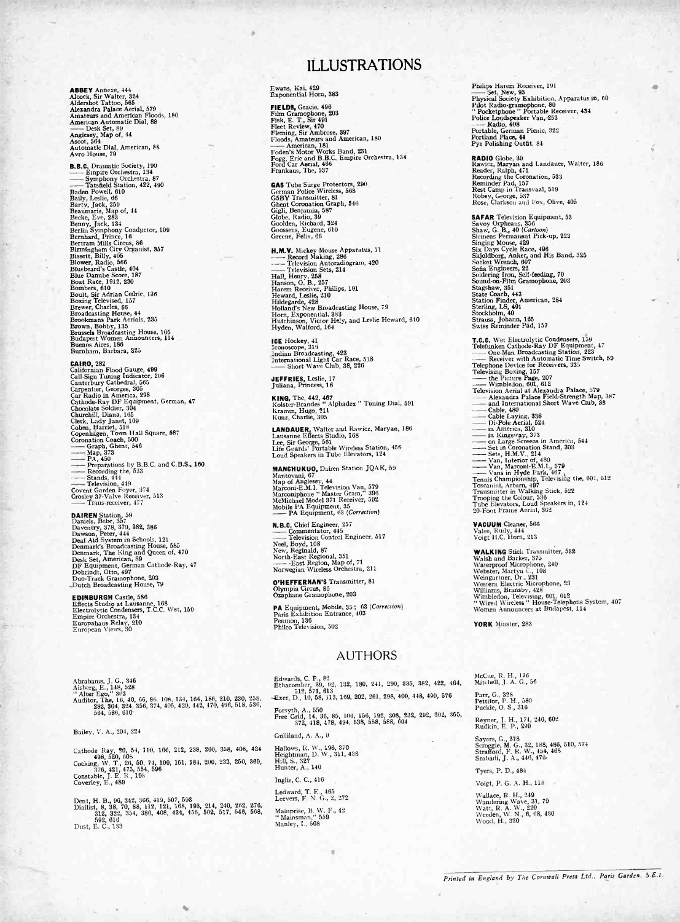# ILLUSTRATIONS

**ABBEY** Annexe, 444
Alcock, Sir Walter, 324
Aldershot Tattoo, 565
Alexandra Palace Aerial, 579
Amateurs and American Floods, 180
American Automatic Dial, 88
—— Desk Set, 89
Anglesey, Map of, 44
Ascot, 564
Automatic Dial, American, 88
Avro House, 79

**B.B.C.** Dramatic Society, 190
—— Empire Orchestra, 134
—— Symphony Orchestra, 87
—— Tatsfield Station, 422, 490
Baden Powell, 610
Baily, Leslie, 66
Barty, Jack, 259
Beaumaris, Map of, 44
Becke, Eve, 283
Benny, Jack, 134
Berlin Symphony Conductor, 109
Bernhard, Prince, 16
Bertram Mills Circus, 86
Birmingham City Organist, 357
Bissett, Billy, 405
Blower, Radio, 566
Bluebeard's Castle, 404
Blue Danube Score, 187
Boat Race, 1912, 230
Bombers, 610
Boult, Sir Adrian Cedric, 136
Boxing Televised, 157
Brewer, Charles, 66
Broadcasting House, 44
Brookmans Park Aerials, 235
Brown, Bobby, 135
Brussels Broadcasting House, 105
Budapest Women Announcers, 114
Buenos Aires, 186
Burnham, Barbara, 325

**CAIRO**, 282
Californian Flood Gauge, 499
Call-Sign Tuning Indicator, 206
Canterbury Cathedral, 565
Carpentier, Georges, 305
Car Radio in America, 208
Cathode-Ray DF Equipment, German, 47
Chocolate Soldier, 304
Churchill, Diana, 165
Clerk, Lady Janet, 109
Cohen, Harriet, 518
Copenhagen, Town Hall Square, 587
Coronation Coach, 500
—— Graph, Ghent, 546
—— Map, 373
—— PA, 450
—— Preparations by B.B.C. and C.B.S., 160
—— Recording the, 533
—— Stands, 444
—— Television, 449
Covent Garden Foyer, 374
Crosley 37-Valve Receiver, 513
—— Trans-receiver, 477

**DAIREN** Station, 59
Daniels, Bebe, 357
Daventry, 378, 379, 382, 386
Dawson, Peter, 444
Deaf Aid System in Schools, 121
Denmark's Broadcasting House, 585
Denmark, The King and Queen of, 470
Desk Set, American, 89
DF Equipment, German Cathode-Ray, 47
Dobrindt, Otto, 497
Duo-Track Gramophone, 203
Dutch Broadcasting House, 79

**EDINBURGH** Castle, 586
Effects Studio at Lausanne, 168
Electrolytic Condensers, T.C.C. Wet, 159
Empire Orchestra, 134
Europahaus Relay, 210
European Views, 30

Ewans, Kai, 429
Exponential Horn, 383

**FIELDS**, Gracie, 496
Film Gramophone, 203
Fisk, E. T., Sir 491
Fleet Review, 470
Fleming, Sir Ambrose, 397
Floods, Amateurs and American, 180
—— American, 181
Foden's Motor Works Band, 231
Fogg, Eric and B.B.C. Empire Orchestra, 134
Ford Car Aerial, 466
Frankaus, The, 537

**GAS** Tube Surge Protectors, 290
German Police Wireless, 568
G5BY Transmitter, 81
Ghent Coronation Graph, 546
Gigli, Benjamin, 587
Globe, Radio, 39
Goolden, Richard, 324
Goossens, Eugene, 610
Greene, Felix, 66

**H.M.V.** Mickey Mouse Apparatus, 11
—— Record Making, 286
—— Television Autoradiogram, 420
—— Television Sets, 214
Hall, Henry, 258
Hanson, O. B., 257
Harem Receiver, Philips, 191
Heward, Leslie, 210
Hildegarde, 428
Holland's New Broadcasting House, 79
Horn, Exponential, 383
Hutchinson, Victor Hely, and Leslie Heward, 610
Hyden, Walford, 164

**ICE** Hockey, 41
Iconoscope, 310
Indian Broadcasting, 423
International Light Car Race, 518
—— Short Wave Club, 38, 226

**JEFFRIES**, Leslie, 17
Juliana, Princess, 16

**KING**, The, 442, 467
Kolster-Brandes "Alphadex" Tuning Dial, 591
Kramm, Hugo, 211
Kunz, Charlie, 305

**LANDAUER**, Walter and Rawicz, Maryan, 186
Lausanne Effects Studio, 168
Lee, Sir George, 561
Life Guards' Portable Wireless Station, 456
Loud Speakers in Tube Elevators, 124

**MANCHUKUO**, Dairen Station JQAK, 59
Mantovani, 67
Map of Anglesey, 44
Marconi-E.M.I. Television Van, 579
Marconiphone "Master Gram," 396
McMichael Model 371 Receiver, 592
Mobile PA Equipment, 35
—— PA Equipment, 63 (*Correction*)

**N.B.C.** Chief Engineer, 257
—— Commentator, 445
—— Television Control Engineer, 517
Neel, Boyd, 108
New, Reginald, 87
North-East Regional, 351
—— -East Region, Map of, 71
Norwegian Wireless Orchestra, 211

**O'HEFFERNAN'S** Transmitter, 81
Olympia Circus, 86
Ozaphane Gramophone, 203

**PA** Equipment, Mobile, 35; 63 (*Correction*)
Paris Exhibition Entrance, 403
Penmon, 136
Philco Television, 502

Philips Harem Receiver, 191
—— Set, New, 93
Physical Society Exhibition, Apparatus in, 60
Pilot Radio-gramophone, 80
"Pocketphone" Portable Receiver, 434
Police Loudspeaker Van, 253
—— Radio, 408
Portable, German Picnic, 322
Portland Place, 44
Pye Polishing Outfit, 84

**RADIO** Globe, 39
Rawicz, Maryan and Landauer, Walter, 186
Reader, Ralph, 471
Recording the Coronation, 533
Reminder Pad, 157
Rest Camp in Transvaal, 519
Robey, George, 537
Rose, Clarkson and Fox, Olive, 405

**SAFAR** Television Equipment, 53
Savoy Orpheans, 356
Shaw, G. B., 40 (*Cartoon*)
Siemens Permanent Pick-up, 223
Singing Mouse, 429
Six Days Cycle Race, 496
Skjoldborg, Anker, and His Band, 325
Socket Wrench, 607
Sofia Engineers, 22
Soldering Iron, Self-feeding, 70
Sound-on-Film Gramophone, 203
Stagshaw, 351
State Coach, 443
Station Finder, American, 264
Sterling, LS, 491
Stockholm, 40
Strauss, Johann, 165
Swiss Reminder Pad, 157

**T.C.C.** Wet Electrolytic Condensers, 159
Telefunken Cathode-Ray DF Equipment, 47
—— One-Man Broadcasting Station, 223
—— Receiver with Automatic Time Switch, 59
Telephone Device for Receivers, 335
Televising Boxing, 157
—— the Picture Page, 207
—— Wimbledon, 601, 612
Television Aerial at Alexandra Palace, 579
—— Alexandra Palace Field-Strength Map, 387
—— and International Short Wave Club, 38
—— Cable, 480
—— Cable Laying, 338
—— Di-Pole Aerial, 524
—— in America, 310
—— in Kingsway, 373
—— on Large Screens in America, 544
—— Set in Coronation Stand, 303
—— Sets, H.M.V., 214
—— Van, Interior of, 480
—— Van, Marconi-E.M.I., 579
—— Vans in Hyde Park, 467
Tennis Championship, Televising the, 601, 612
Toscanini, Arturo, 497
Transmitter in Walking Stick, 522
Trooping the Colour, 536
Tube Elevators, Loud Speakers in, 124
20-Foot Frame Aerial, 362

**VACUUM** Cleaner, 566
Valee, Rudy, 444
Voigt H.C. Horn, 213

**WALKING** Stick Transmitter, 522
Walsh and Barker, 375
Waterproof Microphone, 240
Webster, Martyn C., 108
Weingartner, Dr., 231
Western Electric Microphone, 23
Williams, Bransby, 428
Wimbledon, Televising, 601, 612
"Wired Wireless" House-Telephone System, 407
Women Announcers at Budapest, 114

**YORK** Minster, 283

# AUTHORS

Abrahams, J. G., 346
Aisberg, E., 148, 528
"Alter Ego," 363
Auditor, The, 16, 40, 66, 86, 108, 134, 164, 186, 210, 230, 258, 282, 304, 324, 356, 374, 405, 420, 442, 470, 496, 518, 536, 564, 586, 610

Bailey, V. A., 204, 224

Cathode Ray, 20, 54, 110, 166, 212, 238, 260, 358, 406, 424, 498, 520, 608
Cocking, W. T., 26, 50, 74, 100, 151, 184, 200, 233, 250, 360, 376, 421, 475, 554, 596
Constable, J. E. R., 198
Coverley, E., 489

Dent, H. B., 96, 342, 366, 419, 507, 593
Diallist, 8, 38, 70, 88, 112, 121, 168, 193, 214, 240, 262, 276, 312, 322, 354, 380, 408, 434, 456, 502, 517, 546, 568, 592, 616
Dust, E. C., 133

Edwards, C. P., 82
Ethacomber, 39, 92, 132, 180, 241, 290, 335, 382, 422, 464, 512, 571, 613
Exer, D., 10, 58, 113, 169, 202, 261, 298, 409, 448, 490, 576

Forsyth, A., 550
Free Grid, 14, 36, 85, 106, 156, 192, 208, 232, 292, 302, 355, 372, 418, 478, 494, 538, 558, 588, 604

Gulliland, A. A., 0

Hallows, R. W., 196, 370
Heightman, D. W., 311, 438
Hill, S., 327
Hunter, A., 140

Inglis, C. C., 416

Ledward, T. E., 465
Leevers, F. N. G., 2, 272

Mainprise, B. W. F., 42
"Mainsman," 559
Manley, L., 508

McCue, R. H., 176
Mitchell, J. A. G., 56

Parr, G., 328
Pettifor, P. H., 580
Puckle, O. S., 316

Reyner, J. H., 174, 246, 602
Rudkin, E. P., 290

Sayers, G., 378
Scroggie, M. G., 32, 188, 486, 510, 574
Strafford, F. R. W., 454, 468
Szabadi, J. A., 446, 472

Tyers, P. D., 484

Voigt, P. G. A. H., 118

Wallace, R. H., 249
Wandering Wave, 31, 79
Watt, R. A. W., 220
Weeden, W. N., 6, 68, 430
Wood, H., 320

*Printed in England by The Cornwall Press Ltd., Paris Garden, S.E.1.*